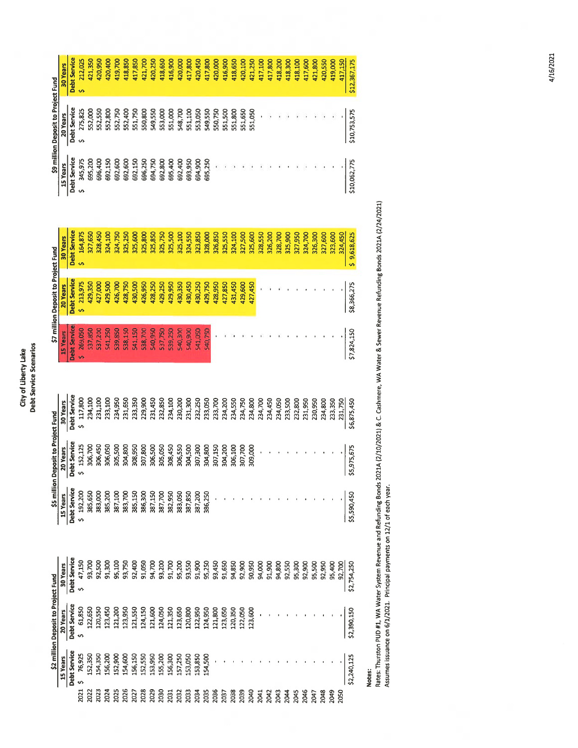# City of Liberty Lake

## Debt Service Scenarios

| | $2 million Deposit to Project Fund | | | $5 million Deposit to Project Fund | | | $7 million Deposit to Project Fund | | | $9 million Deposit to Project Fund | | |
|---|---|---|---|---|---|---|---|---|---|---|---|---|
| | 15 Years | 20 Years | 30 Years | 15 Years | 20 Years | 30 Years | 15 Years | 20 Years | 30 Years | 15 Years | 20 Years | 30 Years |
| | Debt Service | Debt Service | Debt Service | Debt Service | Debt Service | Debt Service | Debt Service | Debt Service | Debt Service | Debt Service | Debt Service | Debt Service |
| 2021 | $ 76,925 | $ 61,850 | $ 47,150 | $ 192,200 | $ 152,125 | $ 117,800 | $ 269,050 | $ 213,975 | $ 164,875 | $ 345,975 | $ 275,825 | $ 212,025 |
| 2022 | 152,350 | 122,650 | 93,700 | 385,650 | 306,700 | 234,100 | 537,850 | 429,350 | 327,650 | 695,200 | 552,000 | 421,350 |
| 2023 | 154,350 | 120,550 | 92,500 | 383,000 | 306,450 | 231,100 | 537,200 | 427,000 | 328,450 | 696,400 | 552,550 | 420,950 |
| 2024 | 156,200 | 123,450 | 91,300 | 385,200 | 306,050 | 233,100 | 541,250 | 429,500 | 324,100 | 692,150 | 552,800 | 420,400 |
| 2025 | 152,900 | 121,200 | 95,100 | 387,100 | 305,500 | 234,950 | 539,850 | 426,700 | 324,750 | 692,600 | 552,750 | 419,700 |
| 2026 | 154,600 | 123,950 | 93,750 | 383,700 | 304,800 | 231,650 | 538,150 | 428,750 | 325,250 | 692,600 | 552,400 | 418,850 |
| 2027 | 156,150 | 121,550 | 92,400 | 385,150 | 308,950 | 233,350 | 541,150 | 430,500 | 325,600 | 692,150 | 551,750 | 417,850 |
| 2028 | 152,550 | 124,150 | 91,050 | 386,300 | 307,800 | 229,900 | 538,700 | 426,950 | 325,800 | 696,250 | 550,800 | 421,700 |
| 2029 | 153,950 | 121,600 | 94,700 | 387,150 | 306,500 | 231,450 | 540,950 | 428,250 | 325,850 | 694,750 | 549,550 | 420,250 |
| 2030 | 155,200 | 124,050 | 93,200 | 387,700 | 305,050 | 232,850 | 537,750 | 429,250 | 325,750 | 692,800 | 553,000 | 418,650 |
| 2031 | 156,300 | 121,350 | 91,700 | 382,950 | 308,450 | 234,100 | 539,250 | 429,950 | 325,500 | 695,400 | 551,000 | 416,900 |
| 2032 | 157,250 | 123,650 | 95,200 | 383,050 | 306,550 | 230,200 | 540,300 | 430,350 | 325,100 | 692,400 | 548,700 | 420,000 |
| 2033 | 153,050 | 120,800 | 93,550 | 387,850 | 304,500 | 231,300 | 540,900 | 430,450 | 324,550 | 693,950 | 551,100 | 417,800 |
| 2034 | 153,850 | 122,950 | 91,900 | 387,200 | 307,300 | 232,250 | 541,050 | 430,250 | 323,850 | 694,900 | 553,050 | 420,450 |
| 2035 | 154,500 | 124,950 | 95,250 | 386,250 | 304,800 | 233,050 | 540,750 | 429,750 | 328,000 | 695,250 | 549,550 | 417,800 |
| 2036 | - | 121,800 | 93,450 | - | 307,150 | 233,700 | - | 428,950 | 326,850 | - | 550,750 | 420,000 |
| 2037 | - | 123,650 | 91,650 | - | 304,200 | 234,200 | - | 427,850 | 325,550 | - | 551,500 | 416,900 |
| 2038 | - | 120,350 | 94,850 | - | 306,100 | 234,550 | - | 431,450 | 324,100 | - | 551,800 | 418,650 |
| 2039 | - | 122,050 | 92,900 | - | 307,700 | 234,750 | - | 429,600 | 327,500 | - | 551,650 | 420,100 |
| 2040 | - | 123,600 | 90,950 | - | 309,000 | 234,800 | - | 427,450 | 325,600 | - | 551,050 | 421,250 |
| 2041 | - | - | 94,000 | - | - | 234,700 | - | - | 328,550 | - | - | 417,100 |
| 2042 | - | - | 91,900 | - | - | 234,450 | - | - | 326,200 | - | - | 417,800 |
| 2043 | - | - | 94,800 | - | - | 234,050 | - | - | 328,700 | - | - | 418,200 |
| 2044 | - | - | 92,550 | - | - | 233,500 | - | - | 325,900 | - | - | 418,300 |
| 2045 | - | - | 95,300 | - | - | 232,800 | - | - | 327,950 | - | - | 418,100 |
| 2046 | - | - | 92,900 | - | - | 231,950 | - | - | 324,700 | - | - | 417,600 |
| 2047 | - | - | 95,500 | - | - | 230,950 | - | - | 326,300 | - | - | 421,800 |
| 2048 | - | - | 92,950 | - | - | 234,800 | - | - | 327,600 | - | - | 420,550 |
| 2049 | - | - | 95,400 | - | - | 233,350 | - | - | 323,600 | - | - | 419,000 |
| 2050 | - | - | 92,700 | - | - | 231,750 | - | - | 324,450 | - | - | 417,150 |
| | $2,240,125 | $2,390,150 | $2,754,250 | $5,590,450 | $5,975,675 | $6,875,450 | $7,824,150 | $8,366,275 | $ 9,618,625 | $10,062,775 | $10,753,575 | $12,367,175 |

Notes:

Rates: Thurston PUD #1, WA Water System Revenue and Refunding Bonds 2021A (2/10/2021) & C. Cashmere, WA Water & Sewer Revenue Refunding Bonds 2021A (2/24/2021)

Assumes issuance on 6/1/2021. Principal payments on 12/1 of each year.

4/16/2021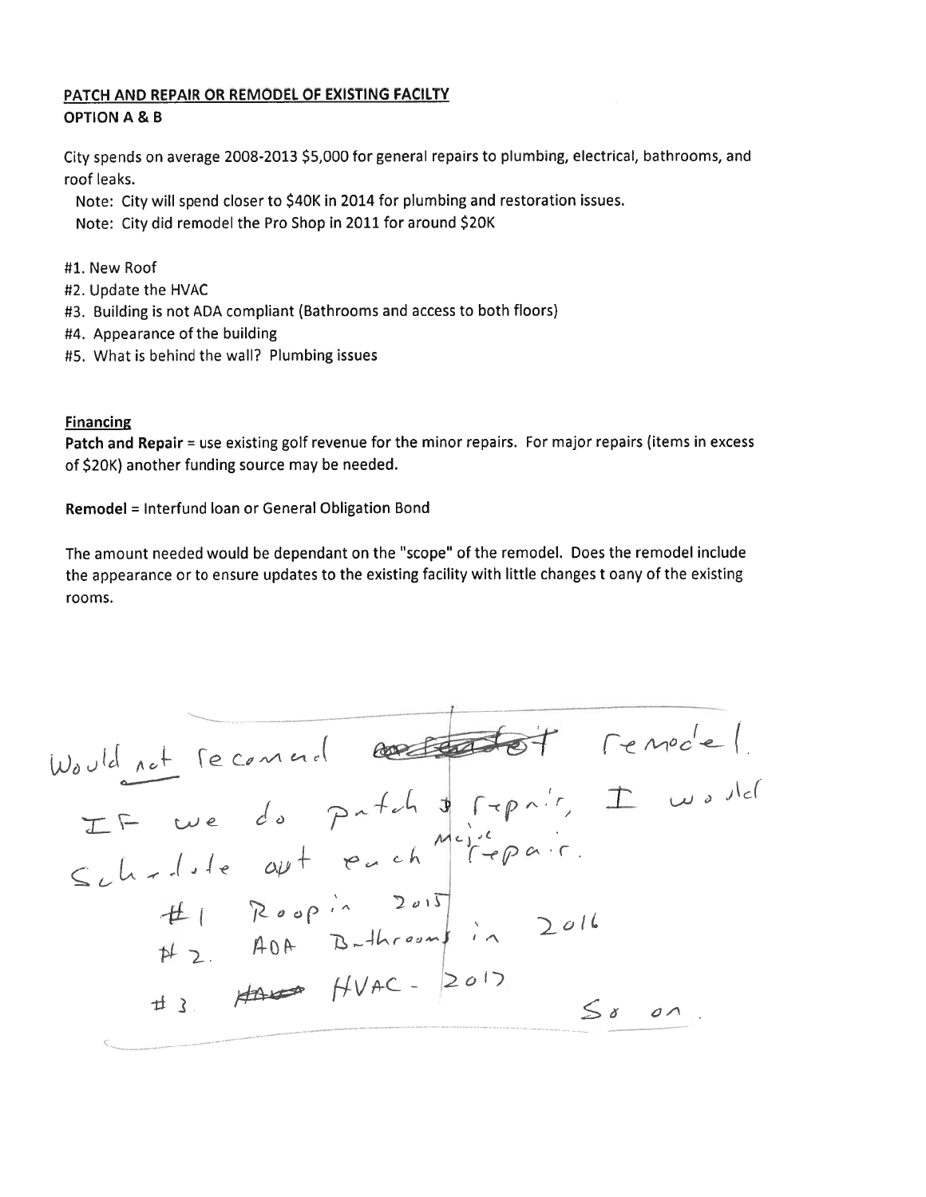**PATCH AND REPAIR OR REMODEL OF EXISTING FACILTY**

**OPTION A & B**

City spends on average 2008-2013 $5,000 for general repairs to plumbing, electrical, bathrooms, and roof leaks.

Note: City will spend closer to $40K in 2014 for plumbing and restoration issues.

Note: City did remodel the Pro Shop in 2011 for around $20K

#1. New Roof

#2. Update the HVAC

#3. Building is not ADA compliant (Bathrooms and access to both floors)

#4. Appearance of the building

#5. What is behind the wall? Plumbing issues

**Financing**

**Patch and Repair** = use existing golf revenue for the minor repairs. For major repairs (items in excess of $20K) another funding source may be needed.

**Remodel** = Interfund loan or General Obligation Bond

The amount needed would be dependant on the "scope" of the remodel. Does the remodel include the appearance or to ensure updates to the existing facility with little changes t oany of the existing rooms.

Would not recomend ~~~~ remodel.
IF we do patch & repair, I would schedule out each major repair.
#1 Roof in 2015
#2. ADA Bathrooms in 2016
#3. ~~HVAC~~ HVAC - 2017
So on.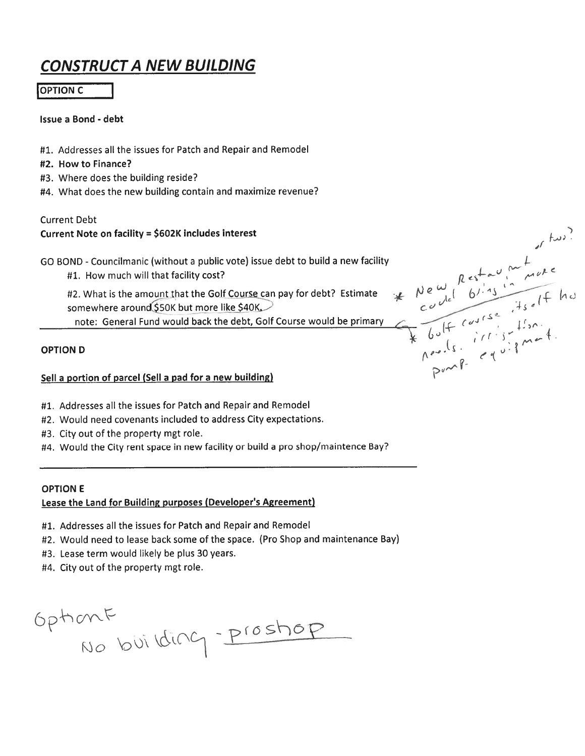# CONSTRUCT A NEW BUILDING

**OPTION C**

**Issue a Bond - debt**

#1. Addresses all the issues for Patch and Repair and Remodel
**#2. How to Finance?**
#3. Where does the building reside?
#4. What does the new building contain and maximize revenue?

Current Debt
**Current Note on facility = $602K includes interest**

GO BOND - Councilmanic (without a public vote) issue debt to build a new facility

#1. How much will that facility cost?

#2. What is the amount that the Golf Course can pay for debt? Estimate somewhere around $50K but more like $40K.

note: General Fund would back the debt, Golf Course would be primary

* New Restaurant or two? could bring in more
* Golf course itself has needs. irrigation. pump. equipment.

**OPTION D**

**Sell a portion of parcel (Sell a pad for a new building)**

#1. Addresses all the issues for Patch and Repair and Remodel
#2. Would need covenants included to address City expectations.
#3. City out of the property mgt role.
#4. Would the City rent space in new facility or build a pro shop/maintence Bay?

**OPTION E**

**Lease the Land for Building purposes (Developer's Agreement)**

#1. Addresses all the issues for Patch and Repair and Remodel
#2. Would need to lease back some of the space. (Pro Shop and maintenance Bay)
#3. Lease term would likely be plus 30 years.
#4. City out of the property mgt role.

Option F
No building - proshop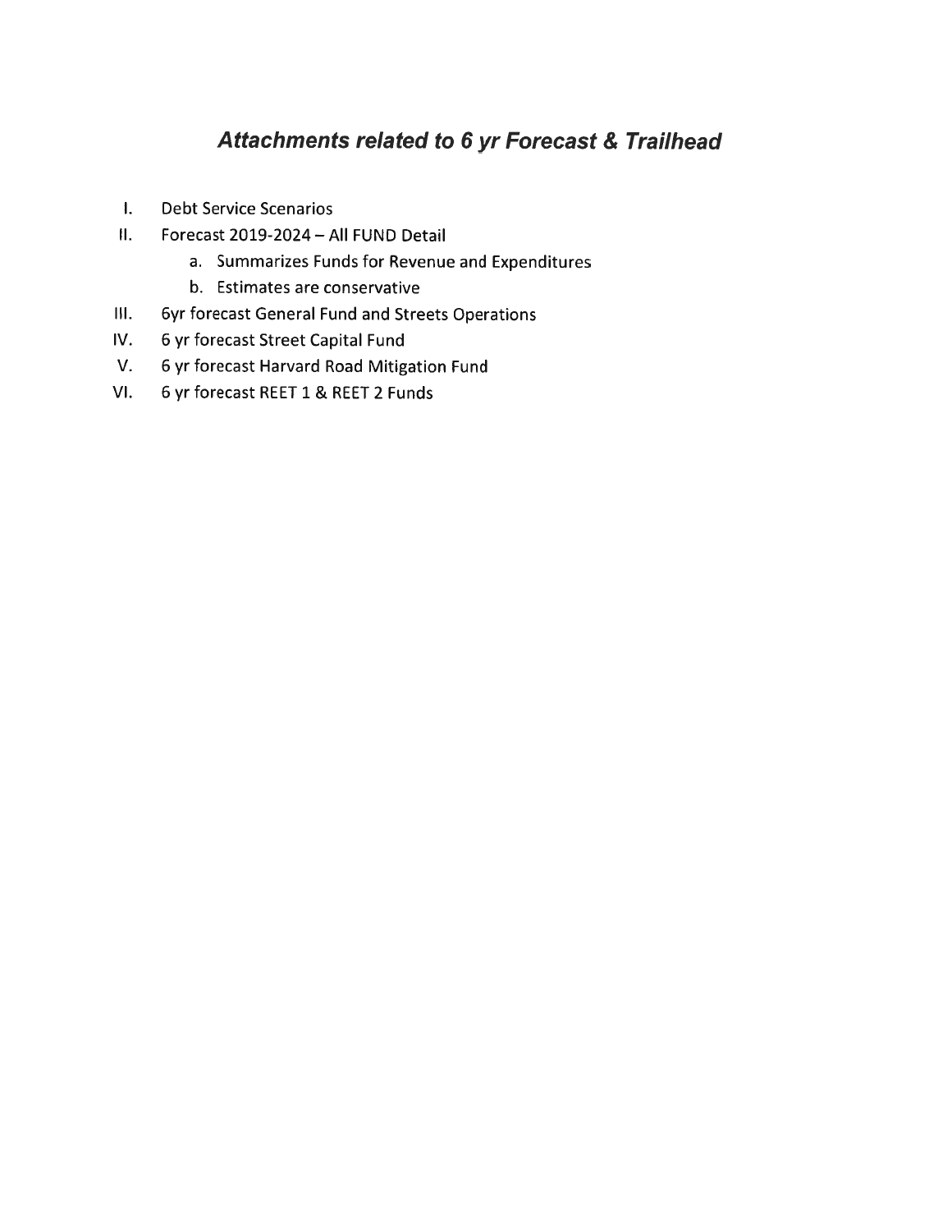## *Attachments related to 6 yr Forecast & Trailhead*

I. Debt Service Scenarios
II. Forecast 2019-2024 – All FUND Detail
    a. Summarizes Funds for Revenue and Expenditures
    b. Estimates are conservative
III. 6yr forecast General Fund and Streets Operations
IV. 6 yr forecast Street Capital Fund
V. 6 yr forecast Harvard Road Mitigation Fund
VI. 6 yr forecast REET 1 & REET 2 Funds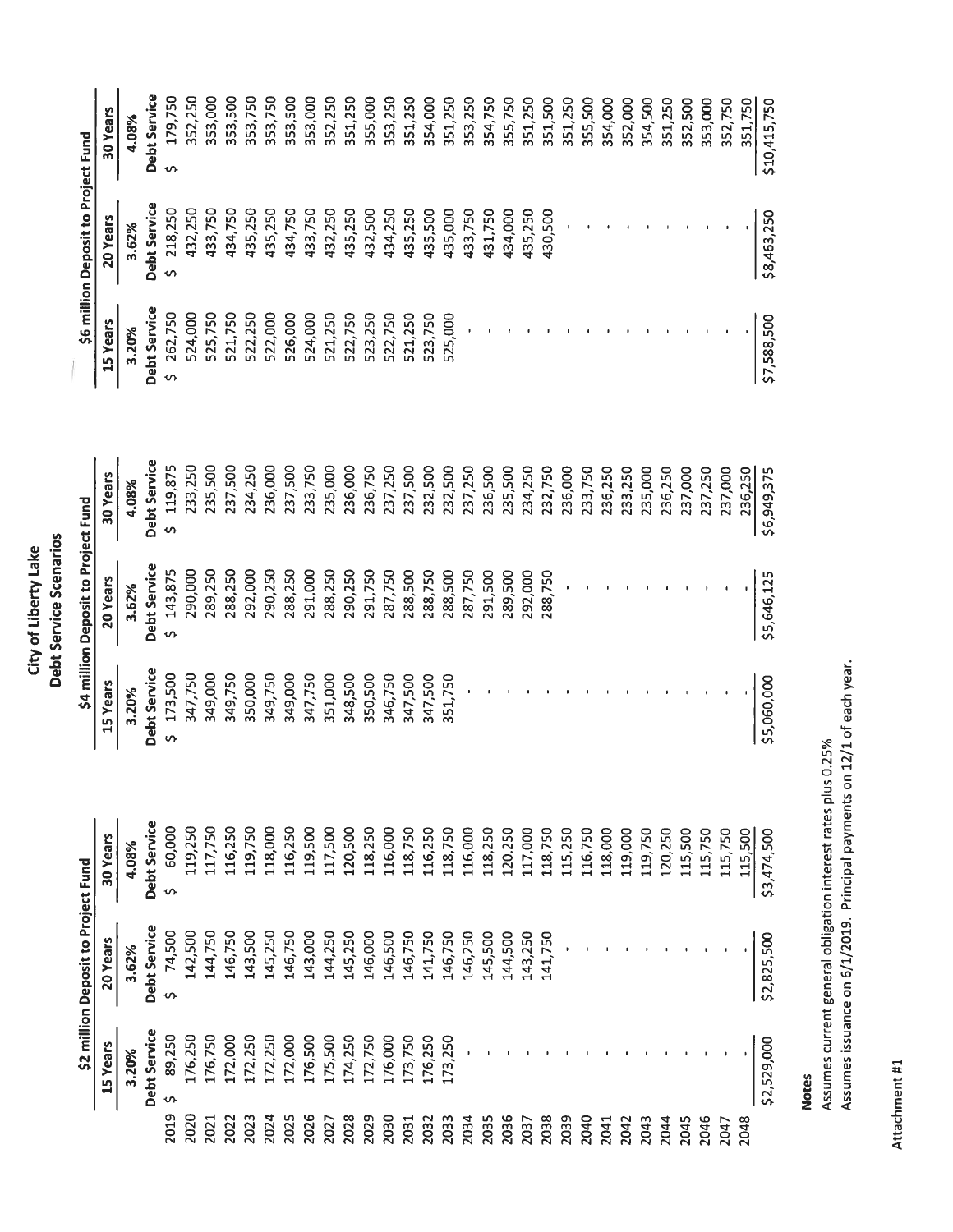# City of Liberty Lake
## Debt Service Scenarios

| | $2 million Deposit to Project Fund | | | $4 million Deposit to Project Fund | | | $6 million Deposit to Project Fund | | |
|---|---|---|---|---|---|---|---|---|---|
| | 15 Years | 20 Years | 30 Years | 15 Years | 20 Years | 30 Years | 15 Years | 20 Years | 30 Years |
| | 3.20% | 3.62% | 4.08% | 3.20% | 3.62% | 4.08% | 3.20% | 3.62% | 4.08% |
| | Debt Service | Debt Service | Debt Service | Debt Service | Debt Service | Debt Service | Debt Service | Debt Service | Debt Service |
| 2019 | $ 89,250 | $ 74,500 | $ 60,000 | $ 173,500 | $ 143,875 | $ 119,875 | $ 262,750 | $ 218,250 | $ 179,750 |
| 2020 | 176,250 | 142,500 | 119,250 | 347,750 | 290,000 | 233,250 | 524,000 | 432,250 | 352,250 |
| 2021 | 176,750 | 144,750 | 117,750 | 349,000 | 289,250 | 235,500 | 525,750 | 433,750 | 353,000 |
| 2022 | 172,000 | 146,750 | 116,250 | 349,750 | 288,250 | 237,500 | 521,750 | 434,750 | 353,500 |
| 2023 | 172,250 | 143,500 | 119,750 | 350,000 | 292,000 | 234,250 | 522,250 | 435,250 | 353,750 |
| 2024 | 172,250 | 145,250 | 118,000 | 349,750 | 290,250 | 236,000 | 522,000 | 435,250 | 353,750 |
| 2025 | 172,000 | 146,750 | 116,250 | 349,000 | 288,250 | 237,500 | 526,000 | 434,750 | 353,500 |
| 2026 | 176,500 | 143,000 | 119,500 | 347,750 | 291,000 | 233,750 | 524,000 | 433,750 | 353,000 |
| 2027 | 175,500 | 144,250 | 117,500 | 351,000 | 288,250 | 235,000 | 521,250 | 432,250 | 352,250 |
| 2028 | 174,250 | 145,250 | 120,500 | 348,500 | 290,250 | 236,000 | 522,750 | 435,250 | 351,250 |
| 2029 | 172,750 | 146,000 | 118,250 | 350,500 | 291,750 | 236,750 | 523,250 | 432,500 | 355,000 |
| 2030 | 176,000 | 146,500 | 116,000 | 346,750 | 287,750 | 237,250 | 522,750 | 434,250 | 353,250 |
| 2031 | 173,750 | 146,750 | 118,750 | 347,500 | 288,500 | 237,500 | 521,250 | 435,250 | 351,250 |
| 2032 | 176,250 | 141,750 | 116,250 | 347,500 | 288,750 | 232,500 | 523,750 | 435,500 | 354,000 |
| 2033 | 173,250 | 146,750 | 118,750 | 351,750 | 288,500 | 232,500 | 525,000 | 435,000 | 351,250 |
| 2034 | - | 146,250 | 116,000 | - | 287,750 | 237,250 | - | 433,750 | 353,250 |
| 2035 | - | 145,500 | 118,250 | - | 291,500 | 236,500 | - | 431,750 | 354,750 |
| 2036 | - | 144,500 | 120,250 | - | 289,500 | 235,500 | - | 434,000 | 355,750 |
| 2037 | - | 143,250 | 117,000 | - | 292,000 | 234,250 | - | 435,250 | 351,250 |
| 2038 | - | 141,750 | 118,750 | - | 288,750 | 232,750 | - | 430,500 | 351,500 |
| 2039 | - | - | 115,250 | - | - | 236,000 | - | - | 351,250 |
| 2040 | - | - | 116,750 | - | - | 233,750 | - | - | 355,500 |
| 2041 | - | - | 118,000 | - | - | 236,250 | - | - | 354,000 |
| 2042 | - | - | 119,000 | - | - | 233,250 | - | - | 352,000 |
| 2043 | - | - | 119,750 | - | - | 235,000 | - | - | 354,500 |
| 2044 | - | - | 120,250 | - | - | 236,250 | - | - | 351,250 |
| 2045 | - | - | 115,500 | - | - | 237,000 | - | - | 352,500 |
| 2046 | - | - | 115,750 | - | - | 237,250 | - | - | 353,000 |
| 2047 | - | - | 115,750 | - | - | 237,000 | - | - | 352,750 |
| 2048 | - | - | 115,500 | - | - | 236,250 | - | - | 351,750 |
| | $2,529,000 | $2,825,500 | $3,474,500 | $5,060,000 | $5,646,125 | $6,949,375 | $7,588,500 | $8,463,250 | $10,415,750 |

**Notes**

Assumes current general obligation interest rates plus 0.25%

Assumes issuance on 6/1/2019. Principal payments on 12/1 of each year.

Attachment #1